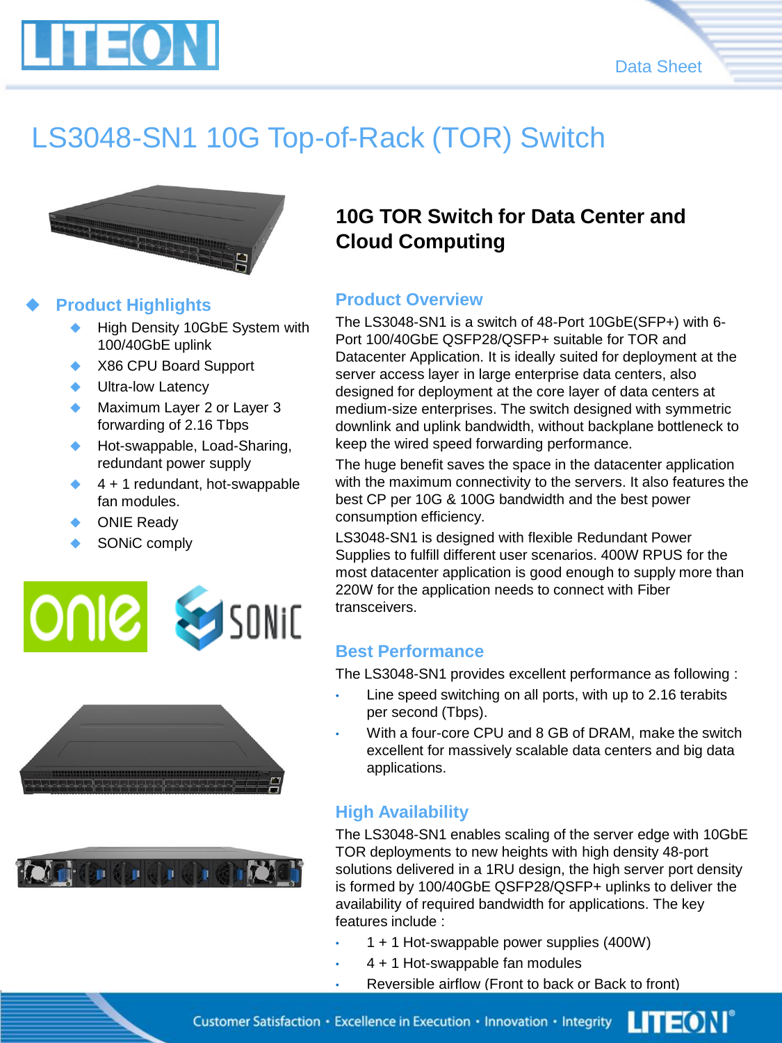# LS3048-SN1 10G Top-of-Rack (TOR) Switch

## 10G TOR Switch for Data Center and Cloud Computing

### Product Highlights

- High Density 10GbE System with 100/40GbE uplink
- X86 CPU Board Support
- Ultra-low Latency
- Maximum Layer 2 or Layer 3 forwarding of 2.16 Tbps
- Hot-swappable, Load-Sharing, redundant power supply
- 4 + 1 redundant, hot-swappable fan modules.
- ONIE Ready
- SONiC comply

### Product Overview

The LS3048-SN1 is a switch of 48-Port 10GbE(SFP+) with 6-Port 100/40GbE QSFP28/QSFP+ suitable for TOR and Datacenter Application. It is ideally suited for deployment at the server access layer in large enterprise data centers, also designed for deployment at the core layer of data centers at medium-size enterprises. The switch designed with symmetric downlink and uplink bandwidth, without backplane bottleneck to keep the wired speed forwarding performance.

The huge benefit saves the space in the datacenter application with the maximum connectivity to the servers. It also features the best CP per 10G & 100G bandwidth and the best power consumption efficiency.

LS3048-SN1 is designed with flexible Redundant Power Supplies to fulfill different user scenarios. 400W RPUS for the most datacenter application is good enough to supply more than 220W for the application needs to connect with Fiber transceivers.

### Best Performance

The LS3048-SN1 provides excellent performance as following :

- Line speed switching on all ports, with up to 2.16 terabits per second (Tbps).
- With a four-core CPU and 8 GB of DRAM, make the switch excellent for massively scalable data centers and big data applications.

### High Availability

The LS3048-SN1 enables scaling of the server edge with 10GbE TOR deployments to new heights with high density 48-port solutions delivered in a 1RU design, the high server port density is formed by 100/40GbE QSFP28/QSFP+ uplinks to deliver the availability of required bandwidth for applications. The key features include :

- 1 + 1 Hot-swappable power supplies (400W)
- 4 + 1 Hot-swappable fan modules
- Reversible airflow (Front to back or Back to front)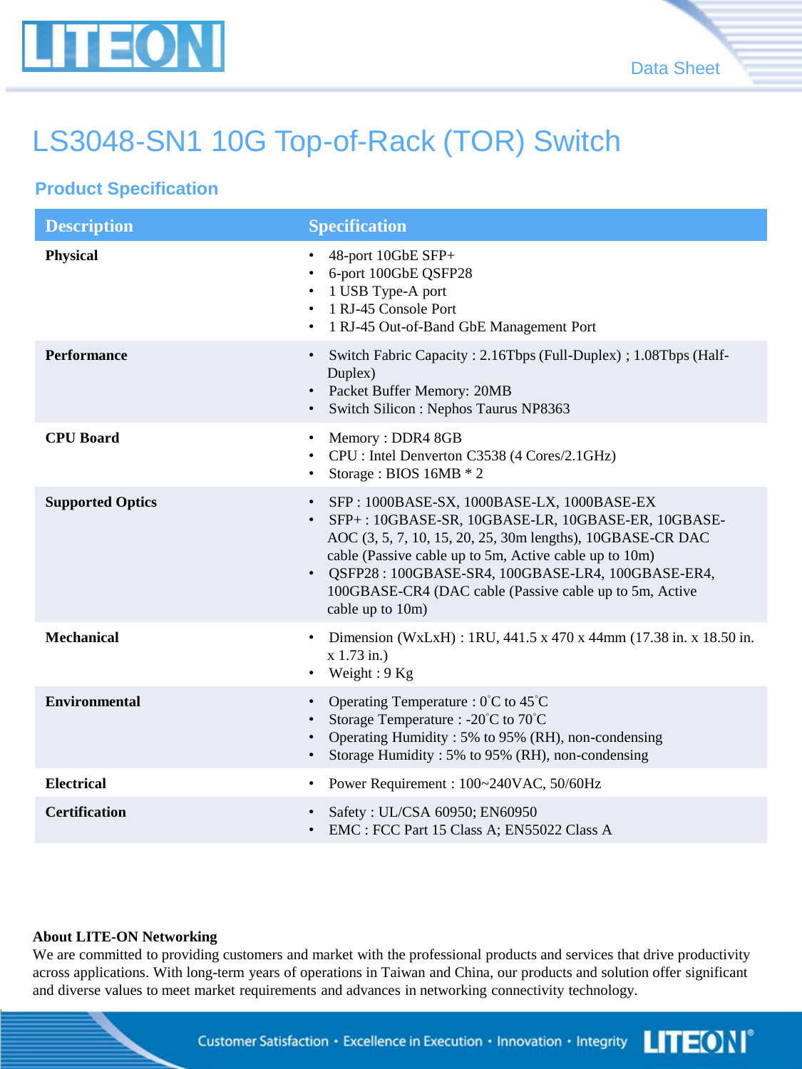# LS3048-SN1 10G Top-of-Rack (TOR) Switch

## Product Specification

| Description | Specification |
|---|---|
| **Physical** | • 48-port 10GbE SFP+<br>• 6-port 100GbE QSFP28<br>• 1 USB Type-A port<br>• 1 RJ-45 Console Port<br>• 1 RJ-45 Out-of-Band GbE Management Port |
| **Performance** | • Switch Fabric Capacity : 2.16Tbps (Full-Duplex) ; 1.08Tbps (Half-Duplex)<br>• Packet Buffer Memory: 20MB<br>• Switch Silicon : Nephos Taurus NP8363 |
| **CPU Board** | • Memory : DDR4 8GB<br>• CPU : Intel Denverton C3538 (4 Cores/2.1GHz)<br>• Storage : BIOS 16MB * 2 |
| **Supported Optics** | • SFP : 1000BASE-SX, 1000BASE-LX, 1000BASE-EX<br>• SFP+ : 10GBASE-SR, 10GBASE-LR, 10GBASE-ER, 10GBASE-AOC (3, 5, 7, 10, 15, 20, 25, 30m lengths), 10GBASE-CR DAC cable (Passive cable up to 5m, Active cable up to 10m)<br>• QSFP28 : 100GBASE-SR4, 100GBASE-LR4, 100GBASE-ER4, 100GBASE-CR4 (DAC cable (Passive cable up to 5m, Active cable up to 10m) |
| **Mechanical** | • Dimension (WxLxH) : 1RU, 441.5 x 470 x 44mm (17.38 in. x 18.50 in. x 1.73 in.)<br>• Weight : 9 Kg |
| **Environmental** | • Operating Temperature : 0°C to 45°C<br>• Storage Temperature : -20°C to 70°C<br>• Operating Humidity : 5% to 95% (RH), non-condensing<br>• Storage Humidity : 5% to 95% (RH), non-condensing |
| **Electrical** | • Power Requirement : 100~240VAC, 50/60Hz |
| **Certification** | • Safety : UL/CSA 60950; EN60950<br>• EMC : FCC Part 15 Class A; EN55022 Class A |

**About LITE-ON Networking**

We are committed to providing customers and market with the professional products and services that drive productivity across applications. With long-term years of operations in Taiwan and China, our products and solution offer significant and diverse values to meet market requirements and advances in networking connectivity technology.